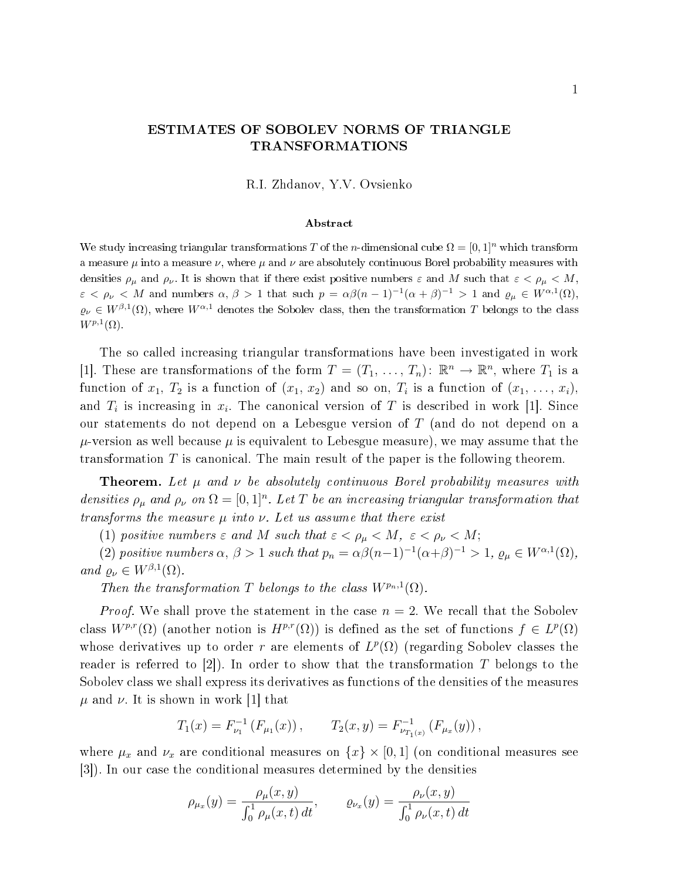# ESTIMATES OF SOBOLEV NORMS OF TRIANGLE TRANSFORMATIONS

R.I. Zhdanov, Y.V. Ovsienko

### Abstract

We study increasing triangular transformations $T$ of the $n$-dimensional cube $\Omega = [0,1]^n$ which transform a measure $\mu$ into a measure $\nu$, where $\mu$ and $\nu$ are absolutely continuous Borel probability measures with densities $\rho_\mu$ and $\rho_\nu$. It is shown that if there exist positive numbers $\varepsilon$ and $M$ such that $\varepsilon < \rho_\mu < M$, $\varepsilon < \rho_\nu < M$ and numbers $\alpha$, $\beta > 1$ that such $p = \alpha\beta(n-1)^{-1}(\alpha+\beta)^{-1} > 1$ and $\varrho_\mu \in W^{\alpha,1}(\Omega)$, $\varrho_\nu \in W^{\beta,1}(\Omega)$, where $W^{\alpha,1}$ denotes the Sobolev class, then the transformation $T$ belongs to the class $W^{p,1}(\Omega)$.

The so called increasing triangular transformations have been investigated in work [1]. These are transformations of the form $T = (T_1, \ldots, T_n)\colon \mathbb{R}^n \to \mathbb{R}^n$, where $T_1$ is a function of $x_1$, $T_2$ is a function of $(x_1, x_2)$ and so on, $T_i$ is a function of $(x_1, \ldots, x_i)$, and $T_i$ is increasing in $x_i$. The canonical version of $T$ is described in work [1]. Since our statements do not depend on a Lebesgue version of $T$ (and do not depend on a $\mu$-version as well because $\mu$ is equivalent to Lebesgue measure), we may assume that the transformation $T$ is canonical. The main result of the paper is the following theorem.

**Theorem.** *Let $\mu$ and $\nu$ be absolutely continuous Borel probability measures with densities $\rho_\mu$ and $\rho_\nu$ on $\Omega = [0,1]^n$. Let $T$ be an increasing triangular transformation that transforms the measure $\mu$ into $\nu$. Let us assume that there exist*

*(1) positive numbers $\varepsilon$ and $M$ such that $\varepsilon < \rho_\mu < M$, $\varepsilon < \rho_\nu < M$;*

*(2) positive numbers $\alpha$, $\beta > 1$ such that $p_n = \alpha\beta(n-1)^{-1}(\alpha+\beta)^{-1} > 1$, $\varrho_\mu \in W^{\alpha,1}(\Omega)$, and $\varrho_\nu \in W^{\beta,1}(\Omega)$.*

*Then the transformation $T$ belongs to the class $W^{p_n,1}(\Omega)$.*

*Proof.* We shall prove the statement in the case $n = 2$. We recall that the Sobolev class $W^{p,r}(\Omega)$ (another notion is $H^{p,r}(\Omega)$) is defined as the set of functions $f \in L^p(\Omega)$ whose derivatives up to order $r$ are elements of $L^p(\Omega)$ (regarding Sobolev classes the reader is referred to [2]). In order to show that the transformation $T$ belongs to the Sobolev class we shall express its derivatives as functions of the densities of the measures $\mu$ and $\nu$. It is shown in work [1] that

$$T_1(x) = F_{\nu_1}^{-1}\left(F_{\mu_1}(x)\right), \qquad T_2(x,y) = F_{\nu_{T_1(x)}}^{-1}\left(F_{\mu_x}(y)\right),$$

where $\mu_x$ and $\nu_x$ are conditional measures on $\{x\} \times [0,1]$ (on conditional measures see [3]). In our case the conditional measures determined by the densities

$$\rho_{\mu_x}(y) = \frac{\rho_\mu(x,y)}{\int_0^1 \rho_\mu(x,t)\,dt}, \qquad \varrho_{\nu_x}(y) = \frac{\rho_\nu(x,y)}{\int_0^1 \rho_\nu(x,t)\,dt}$$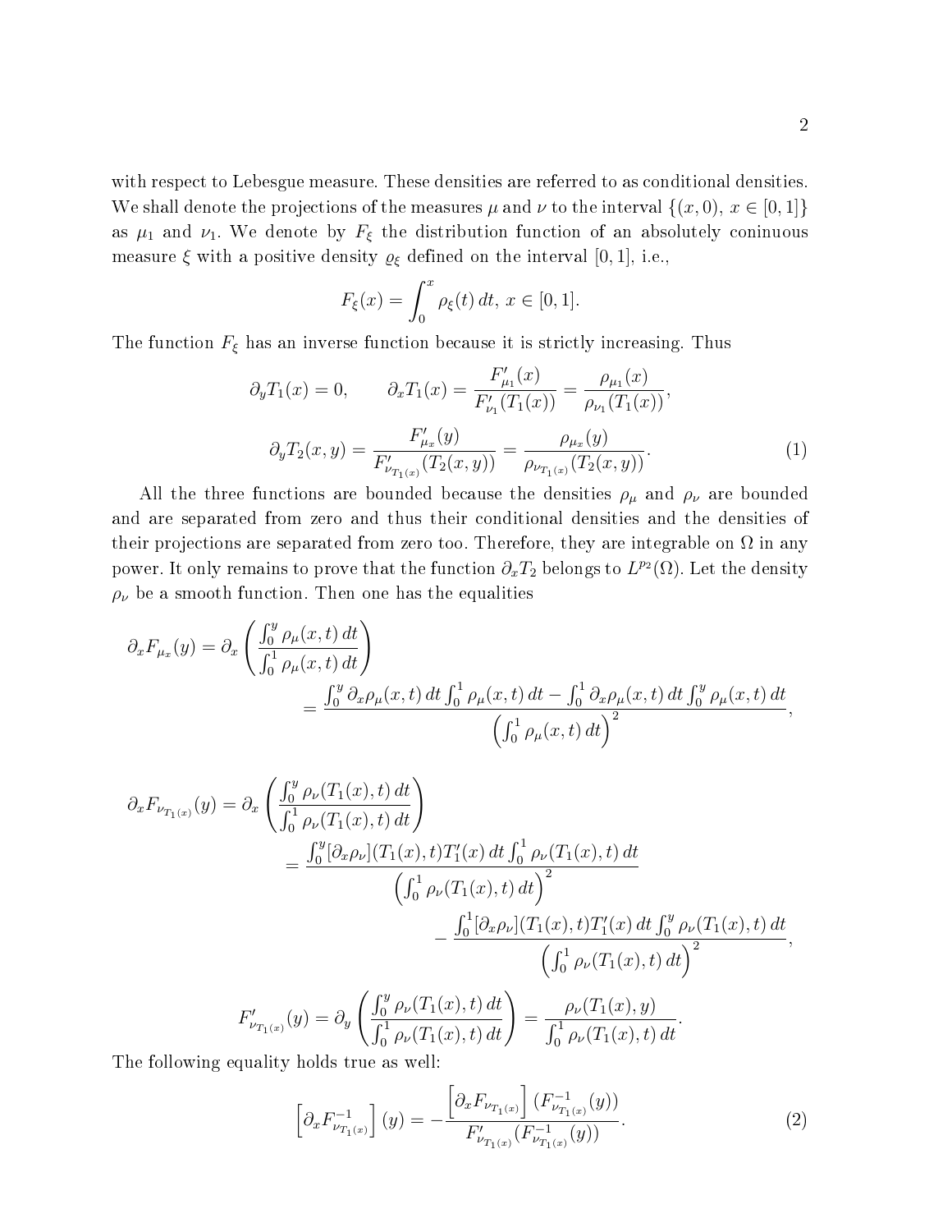with respect to Lebesgue measure. These densities are referred to as conditional densities. We shall denote the projections of the measures $\mu$ and $\nu$ to the interval $\{(x, 0),\ x \in [0, 1]\}$ as $\mu_1$ and $\nu_1$. We denote by $F_\xi$ the distribution function of an absolutely coninuous measure $\xi$ with a positive density $\varrho_\xi$ defined on the interval $[0, 1]$, i.e.,

$$F_\xi(x) = \int_0^x \rho_\xi(t)\, dt,\ x \in [0, 1].$$

The function $F_\xi$ has an inverse function because it is strictly increasing. Thus

$$\partial_y T_1(x) = 0, \qquad \partial_x T_1(x) = \frac{F'_{\mu_1}(x)}{F'_{\nu_1}(T_1(x))} = \frac{\rho_{\mu_1}(x)}{\rho_{\nu_1}(T_1(x))},$$

$$\partial_y T_2(x, y) = \frac{F'_{\mu_x}(y)}{F'_{\nu_{T_1(x)}}(T_2(x, y))} = \frac{\rho_{\mu_x}(y)}{\rho_{\nu_{T_1(x)}}(T_2(x, y))}. \tag{1}$$

All the three functions are bounded because the densities $\rho_\mu$ and $\rho_\nu$ are bounded and are separated from zero and thus their conditional densities and the densities of their projections are separated from zero too. Therefore, they are integrable on $\Omega$ in any power. It only remains to prove that the function $\partial_x T_2$ belongs to $L^{p_2}(\Omega)$. Let the density $\rho_\nu$ be a smooth function. Then one has the equalities

$$\partial_x F_{\mu_x}(y) = \partial_x \left( \frac{\int_0^y \rho_\mu(x, t)\, dt}{\int_0^1 \rho_\mu(x, t)\, dt} \right)$$
$$= \frac{\int_0^y \partial_x \rho_\mu(x, t)\, dt \int_0^1 \rho_\mu(x, t)\, dt - \int_0^1 \partial_x \rho_\mu(x, t)\, dt \int_0^y \rho_\mu(x, t)\, dt}{\left( \int_0^1 \rho_\mu(x, t)\, dt \right)^2},$$

$$\partial_x F_{\nu_{T_1(x)}}(y) = \partial_x \left( \frac{\int_0^y \rho_\nu(T_1(x), t)\, dt}{\int_0^1 \rho_\nu(T_1(x), t)\, dt} \right)$$
$$= \frac{\int_0^y [\partial_x \rho_\nu](T_1(x), t) T_1'(x)\, dt \int_0^1 \rho_\nu(T_1(x), t)\, dt}{\left( \int_0^1 \rho_\nu(T_1(x), t)\, dt \right)^2}$$
$$- \frac{\int_0^1 [\partial_x \rho_\nu](T_1(x), t) T_1'(x)\, dt \int_0^y \rho_\nu(T_1(x), t)\, dt}{\left( \int_0^1 \rho_\nu(T_1(x), t)\, dt \right)^2},$$

$$F'_{\nu_{T_1(x)}}(y) = \partial_y \left( \frac{\int_0^y \rho_\nu(T_1(x), t)\, dt}{\int_0^1 \rho_\nu(T_1(x), t)\, dt} \right) = \frac{\rho_\nu(T_1(x), y)}{\int_0^1 \rho_\nu(T_1(x), t)\, dt}.$$

The following equality holds true as well:

$$\left[ \partial_x F^{-1}_{\nu_{T_1(x)}} \right](y) = - \frac{\left[ \partial_x F_{\nu_{T_1(x)}} \right] (F^{-1}_{\nu_{T_1(x)}}(y))}{F'_{\nu_{T_1(x)}}(F^{-1}_{\nu_{T_1(x)}}(y))}. \tag{2}$$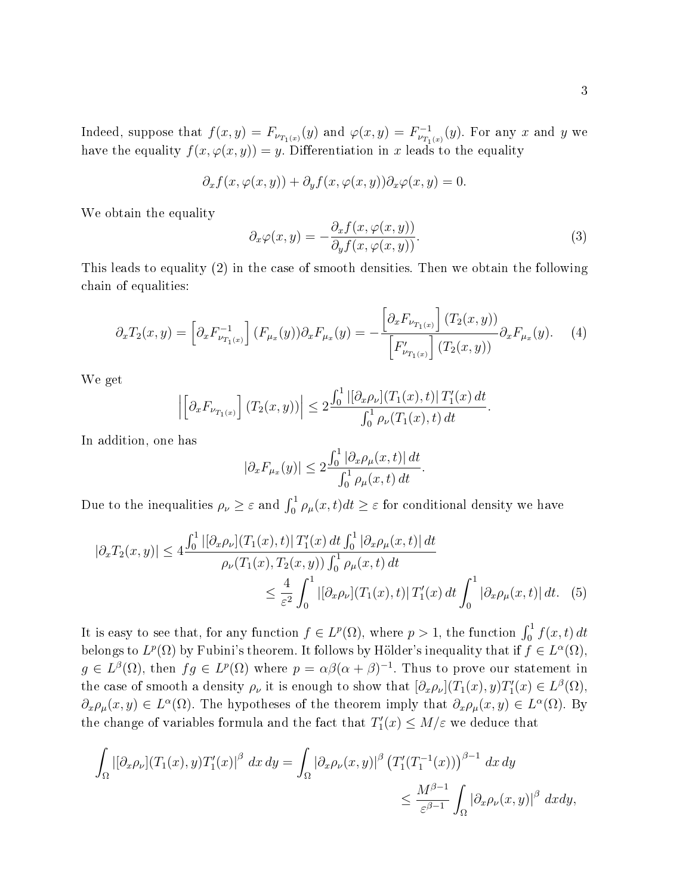Indeed, suppose that $f(x,y) = F_{\nu_{T_1(x)}}(y)$ and $\varphi(x,y) = F^{-1}_{\nu_{T_1(x)}}(y)$. For any $x$ and $y$ we have the equality $f(x,\varphi(x,y)) = y$. Differentiation in $x$ leads to the equality

$$\partial_x f(x,\varphi(x,y)) + \partial_y f(x,\varphi(x,y))\partial_x \varphi(x,y) = 0.$$

We obtain the equality

$$\partial_x \varphi(x,y) = -\frac{\partial_x f(x,\varphi(x,y))}{\partial_y f(x,\varphi(x,y))}. \tag{3}$$

This leads to equality (2) in the case of smooth densities. Then we obtain the following chain of equalities:

$$\partial_x T_2(x,y) = \left[\partial_x F^{-1}_{\nu_{T_1(x)}}\right](F_{\mu_x}(y))\partial_x F_{\mu_x}(y) = -\frac{\left[\partial_x F_{\nu_{T_1(x)}}\right](T_2(x,y))}{\left[F'_{\nu_{T_1(x)}}\right](T_2(x,y))}\partial_x F_{\mu_x}(y). \tag{4}$$

We get

$$\left|\left[\partial_x F_{\nu_{T_1(x)}}\right](T_2(x,y))\right| \le 2\frac{\int_0^1 |[\partial_x \rho_\nu](T_1(x),t)|\, T_1'(x)\,dt}{\int_0^1 \rho_\nu(T_1(x),t)\,dt}.$$

In addition, one has

$$|\partial_x F_{\mu_x}(y)| \le 2\frac{\int_0^1 |\partial_x \rho_\mu(x,t)|\,dt}{\int_0^1 \rho_\mu(x,t)\,dt}.$$

Due to the inequalities $\rho_\nu \ge \varepsilon$ and $\int_0^1 \rho_\mu(x,t)dt \ge \varepsilon$ for conditional density we have

$$\begin{aligned}|\partial_x T_2(x,y)| &\le 4\frac{\int_0^1 |[\partial_x \rho_\nu](T_1(x),t)|\, T_1'(x)\,dt \int_0^1 |\partial_x \rho_\mu(x,t)|\,dt}{\rho_\nu(T_1(x),T_2(x,y))\int_0^1 \rho_\mu(x,t)\,dt} \\ &\le \frac{4}{\varepsilon^2}\int_0^1 |[\partial_x \rho_\nu](T_1(x),t)|\, T_1'(x)\,dt \int_0^1 |\partial_x \rho_\mu(x,t)|\,dt. \end{aligned} \tag{5}$$

It is easy to see that, for any function $f \in L^p(\Omega)$, where $p > 1$, the function $\int_0^1 f(x,t)\,dt$ belongs to $L^p(\Omega)$ by Fubini's theorem. It follows by Hölder's inequality that if $f \in L^\alpha(\Omega)$, $g \in L^\beta(\Omega)$, then $fg \in L^p(\Omega)$ where $p = \alpha\beta(\alpha+\beta)^{-1}$. Thus to prove our statement in the case of smooth a density $\rho_\nu$ it is enough to show that $[\partial_x \rho_\nu](T_1(x),y)T_1'(x) \in L^\beta(\Omega)$, $\partial_x \rho_\mu(x,y) \in L^\alpha(\Omega)$. The hypotheses of the theorem imply that $\partial_x \rho_\mu(x,y) \in L^\alpha(\Omega)$. By the change of variables formula and the fact that $T_1'(x) \le M/\varepsilon$ we deduce that

$$\begin{aligned}\int_\Omega |[\partial_x \rho_\nu](T_1(x),y)T_1'(x)|^\beta\,dx\,dy &= \int_\Omega |\partial_x \rho_\nu(x,y)|^\beta \left(T_1'(T_1^{-1}(x))\right)^{\beta-1}\,dx\,dy \\ &\le \frac{M^{\beta-1}}{\varepsilon^{\beta-1}}\int_\Omega |\partial_x \rho_\nu(x,y)|^\beta\,dxdy,\end{aligned}$$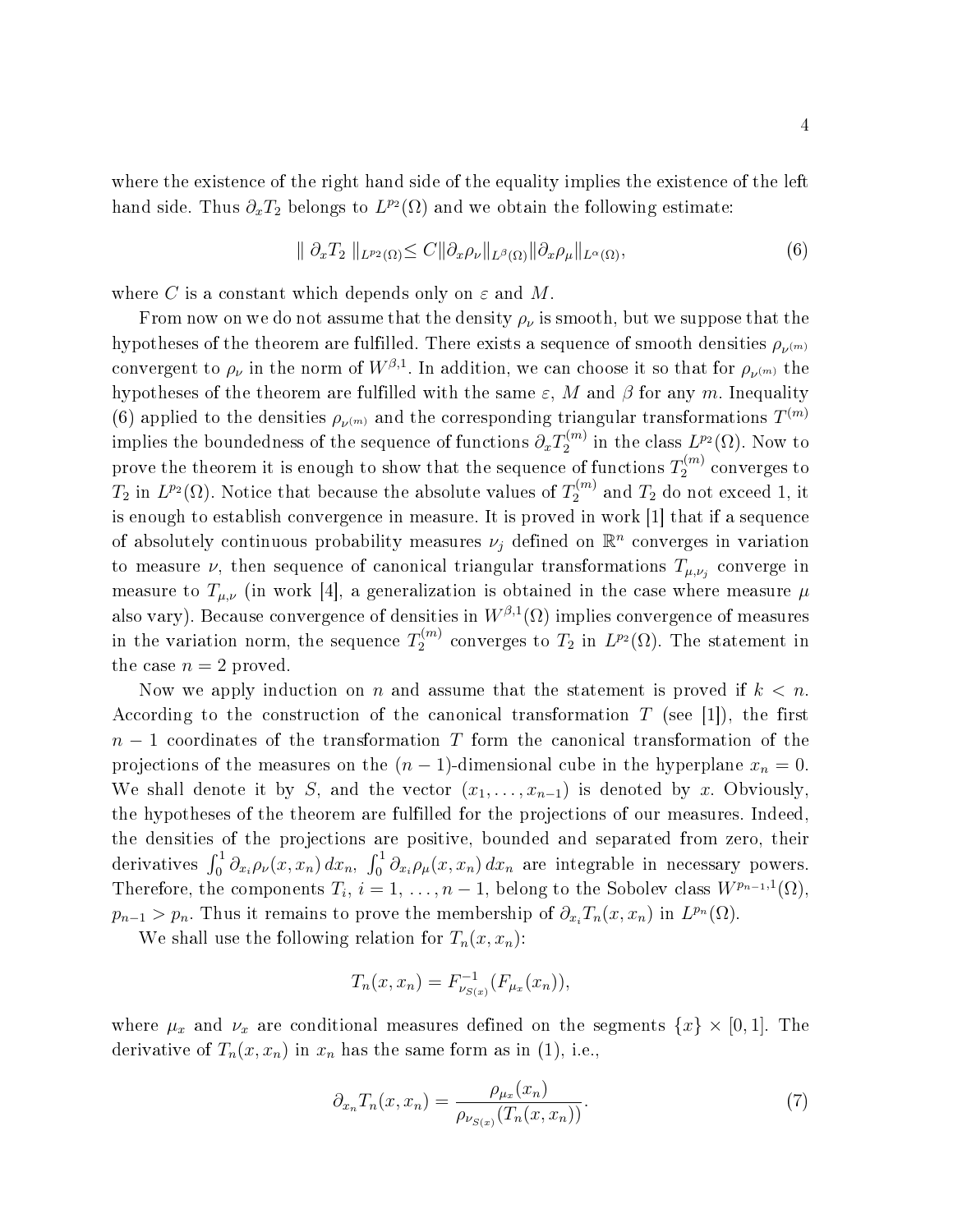where the existence of the right hand side of the equality implies the existence of the left hand side. Thus $\partial_x T_2$ belongs to $L^{p_2}(\Omega)$ and we obtain the following estimate:

$$\| \partial_x T_2 \|_{L^{p_2}(\Omega)} \leq C \|\partial_x \rho_\nu\|_{L^\beta(\Omega)} \|\partial_x \rho_\mu\|_{L^\alpha(\Omega)}, \tag{6}$$

where $C$ is a constant which depends only on $\varepsilon$ and $M$.

From now on we do not assume that the density $\rho_\nu$ is smooth, but we suppose that the hypotheses of the theorem are fulfilled. There exists a sequence of smooth densities $\rho_{\nu^{(m)}}$ convergent to $\rho_\nu$ in the norm of $W^{\beta,1}$. In addition, we can choose it so that for $\rho_{\nu^{(m)}}$ the hypotheses of the theorem are fulfilled with the same $\varepsilon$, $M$ and $\beta$ for any $m$. Inequality (6) applied to the densities $\rho_{\nu^{(m)}}$ and the corresponding triangular transformations $T^{(m)}$ implies the boundedness of the sequence of functions $\partial_x T_2^{(m)}$ in the class $L^{p_2}(\Omega)$. Now to prove the theorem it is enough to show that the sequence of functions $T_2^{(m)}$ converges to $T_2$ in $L^{p_2}(\Omega)$. Notice that because the absolute values of $T_2^{(m)}$ and $T_2$ do not exceed 1, it is enough to establish convergence in measure. It is proved in work [1] that if a sequence of absolutely continuous probability measures $\nu_j$ defined on $\mathbb{R}^n$ converges in variation to measure $\nu$, then sequence of canonical triangular transformations $T_{\mu,\nu_j}$ converge in measure to $T_{\mu,\nu}$ (in work [4], a generalization is obtained in the case where measure $\mu$ also vary). Because convergence of densities in $W^{\beta,1}(\Omega)$ implies convergence of measures in the variation norm, the sequence $T_2^{(m)}$ converges to $T_2$ in $L^{p_2}(\Omega)$. The statement in the case $n = 2$ proved.

Now we apply induction on $n$ and assume that the statement is proved if $k < n$. According to the construction of the canonical transformation $T$ (see [1]), the first $n-1$ coordinates of the transformation $T$ form the canonical transformation of the projections of the measures on the $(n-1)$-dimensional cube in the hyperplane $x_n = 0$. We shall denote it by $S$, and the vector $(x_1, \ldots, x_{n-1})$ is denoted by $x$. Obviously, the hypotheses of the theorem are fulfilled for the projections of our measures. Indeed, the densities of the projections are positive, bounded and separated from zero, their derivatives $\int_0^1 \partial_{x_i} \rho_\nu(x, x_n)\, dx_n$, $\int_0^1 \partial_{x_i} \rho_\mu(x, x_n)\, dx_n$ are integrable in necessary powers. Therefore, the components $T_i$, $i = 1, \ldots, n-1$, belong to the Sobolev class $W^{p_{n-1},1}(\Omega)$, $p_{n-1} > p_n$. Thus it remains to prove the membership of $\partial_{x_i} T_n(x, x_n)$ in $L^{p_n}(\Omega)$.

We shall use the following relation for $T_n(x, x_n)$:

$$T_n(x, x_n) = F^{-1}_{\nu_{S(x)}}(F_{\mu_x}(x_n)),$$

where $\mu_x$ and $\nu_x$ are conditional measures defined on the segments $\{x\} \times [0, 1]$. The derivative of $T_n(x, x_n)$ in $x_n$ has the same form as in (1), i.e.,

$$\partial_{x_n} T_n(x, x_n) = \frac{\rho_{\mu_x}(x_n)}{\rho_{\nu_{S(x)}}(T_n(x, x_n))}. \tag{7}$$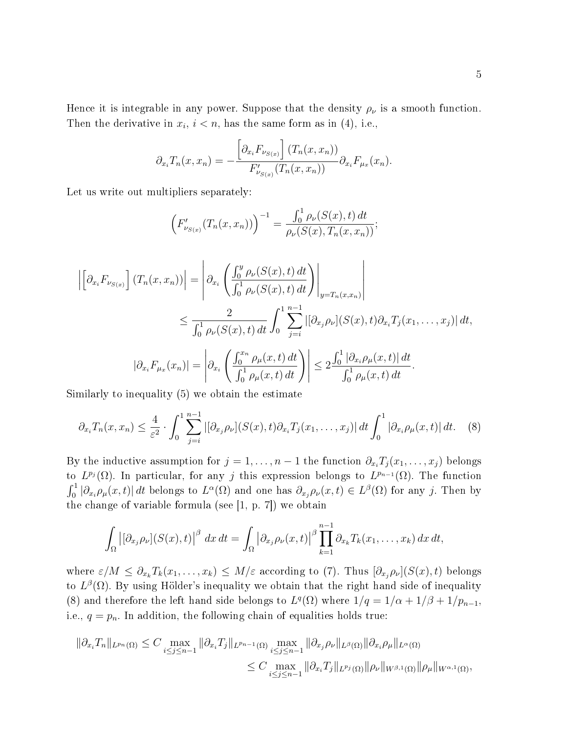Hence it is integrable in any power. Suppose that the density $\rho_\nu$ is a smooth function. Then the derivative in $x_i$, $i < n$, has the same form as in (4), i.e.,

$$
\partial_{x_i} T_n(x, x_n) = -\frac{\left[\partial_{x_i} F_{\nu_{S(x)}}\right](T_n(x, x_n))}{F'_{\nu_{S(x)}}(T_n(x, x_n))} \partial_{x_i} F_{\mu_x}(x_n).
$$

Let us write out multipliers separately:

$$
\left(F'_{\nu_{S(x)}}(T_n(x, x_n))\right)^{-1} = \frac{\int_0^1 \rho_\nu(S(x), t)\, dt}{\rho_\nu(S(x), T_n(x, x_n))};
$$

$$
\begin{aligned}
\left|\left[\partial_{x_i} F_{\nu_{S(x)}}\right](T_n(x, x_n))\right| &= \left| \partial_{x_i} \left( \frac{\int_0^y \rho_\nu(S(x), t)\, dt}{\int_0^1 \rho_\nu(S(x), t)\, dt} \right)\Bigg|_{y = T_n(x, x_n)} \right| \\
&\leq \frac{2}{\int_0^1 \rho_\nu(S(x), t)\, dt} \int_0^1 \sum_{j=i}^{n-1} |[\partial_{x_j} \rho_\nu](S(x), t) \partial_{x_i} T_j(x_1, \ldots, x_j)|\, dt,
\end{aligned}
$$

$$
|\partial_{x_i} F_{\mu_x}(x_n)| = \left| \partial_{x_i} \left( \frac{\int_0^{x_n} \rho_\mu(x, t)\, dt}{\int_0^1 \rho_\mu(x, t)\, dt} \right) \right| \leq 2 \frac{\int_0^1 |\partial_{x_i} \rho_\mu(x, t)|\, dt}{\int_0^1 \rho_\mu(x, t)\, dt}.
$$

Similarly to inequality (5) we obtain the estimate

$$
\partial_{x_i} T_n(x, x_n) \leq \frac{4}{\varepsilon^2} \cdot \int_0^1 \sum_{j=i}^{n-1} |[\partial_{x_j} \rho_\nu](S(x), t) \partial_{x_i} T_j(x_1, \ldots, x_j)|\, dt \int_0^1 |\partial_{x_i} \rho_\mu(x, t)|\, dt. \quad (8)
$$

By the inductive assumption for $j = 1, \ldots, n-1$ the function $\partial_{x_i} T_j(x_1, \ldots, x_j)$ belongs to $L^{p_j}(\Omega)$. In particular, for any $j$ this expression belongs to $L^{p_{n-1}}(\Omega)$. The function $\int_0^1 |\partial_{x_i} \rho_\mu(x, t)|\, dt$ belongs to $L^\alpha(\Omega)$ and one has $\partial_{x_j} \rho_\nu(x, t) \in L^\beta(\Omega)$ for any $j$. Then by the change of variable formula (see [1, p. 7]) we obtain

$$
\int_\Omega \left|[\partial_{x_j} \rho_\nu](S(x), t)\right|^\beta\, dx\, dt = \int_\Omega \left|\partial_{x_j} \rho_\nu(x, t)\right|^\beta \prod_{k=1}^{n-1} \partial_{x_k} T_k(x_1, \ldots, x_k)\, dx\, dt,
$$

where $\varepsilon/M \leq \partial_{x_k} T_k(x_1, \ldots, x_k) \leq M/\varepsilon$ according to (7). Thus $[\partial_{x_j} \rho_\nu](S(x), t)$ belongs to $L^\beta(\Omega)$. By using Hölder's inequality we obtain that the right hand side of inequality (8) and therefore the left hand side belongs to $L^q(\Omega)$ where $1/q = 1/\alpha + 1/\beta + 1/p_{n-1}$, i.e., $q = p_n$. In addition, the following chain of equalities holds true:

$$
\begin{aligned}
\|\partial_{x_i} T_n\|_{L^{p_n}(\Omega)} &\leq C \max_{i \leq j \leq n-1} \|\partial_{x_i} T_j\|_{L^{p_{n-1}}(\Omega)} \max_{i \leq j \leq n-1} \|\partial_{x_j} \rho_\nu\|_{L^\beta(\Omega)} \|\partial_{x_i} \rho_\mu\|_{L^\alpha(\Omega)} \\
&\leq C \max_{i \leq j \leq n-1} \|\partial_{x_i} T_j\|_{L^{p_j}(\Omega)} \|\rho_\nu\|_{W^{\beta,1}(\Omega)} \|\rho_\mu\|_{W^{\alpha,1}(\Omega)},
\end{aligned}
$$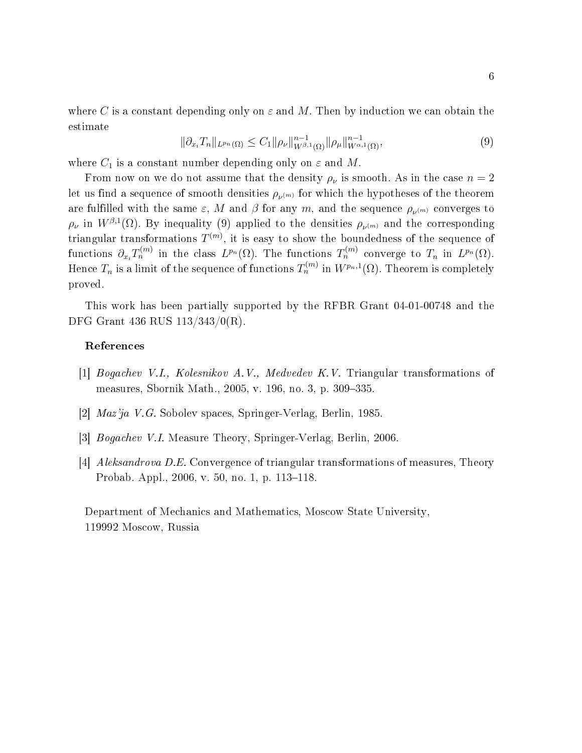where $C$ is a constant depending only on $\varepsilon$ and $M$. Then by induction we can obtain the estimate

$$\|\partial_{x_i} T_n\|_{L^{p_n}(\Omega)} \leq C_1 \|\rho_\nu\|^{n-1}_{W^{\beta,1}(\Omega)} \|\rho_\mu\|^{n-1}_{W^{\alpha,1}(\Omega)}, \tag{9}$$

where $C_1$ is a constant number depending only on $\varepsilon$ and $M$.

From now on we do not assume that the density $\rho_\nu$ is smooth. As in the case $n = 2$ let us find a sequence of smooth densities $\rho_{\nu^{(m)}}$ for which the hypotheses of the theorem are fulfilled with the same $\varepsilon$, $M$ and $\beta$ for any $m$, and the sequence $\rho_{\nu^{(m)}}$ converges to $\rho_\nu$ in $W^{\beta,1}(\Omega)$. By inequality (9) applied to the densities $\rho_{\nu^{(m)}}$ and the corresponding triangular transformations $T^{(m)}$, it is easy to show the boundedness of the sequence of functions $\partial_{x_i} T_n^{(m)}$ in the class $L^{p_n}(\Omega)$. The functions $T_n^{(m)}$ converge to $T_n$ in $L^{p_n}(\Omega)$. Hence $T_n$ is a limit of the sequence of functions $T_n^{(m)}$ in $W^{p_n,1}(\Omega)$. Theorem is completely proved.

This work has been partially supported by the RFBR Grant 04-01-00748 and the DFG Grant 436 RUS 113/343/0(R).

### References

[1] *Bogachev V.I., Kolesnikov A.V., Medvedev K.V.* Triangular transformations of measures, Sbornik Math., 2005, v. 196, no. 3, p. 309–335.

[2] *Maz'ja V.G.* Sobolev spaces, Springer-Verlag, Berlin, 1985.

[3] *Bogachev V.I.* Measure Theory, Springer-Verlag, Berlin, 2006.

[4] *Aleksandrova D.E.* Convergence of triangular transformations of measures, Theory Probab. Appl., 2006, v. 50, no. 1, p. 113–118.

Department of Mechanics and Mathematics, Moscow State University,
119992 Moscow, Russia